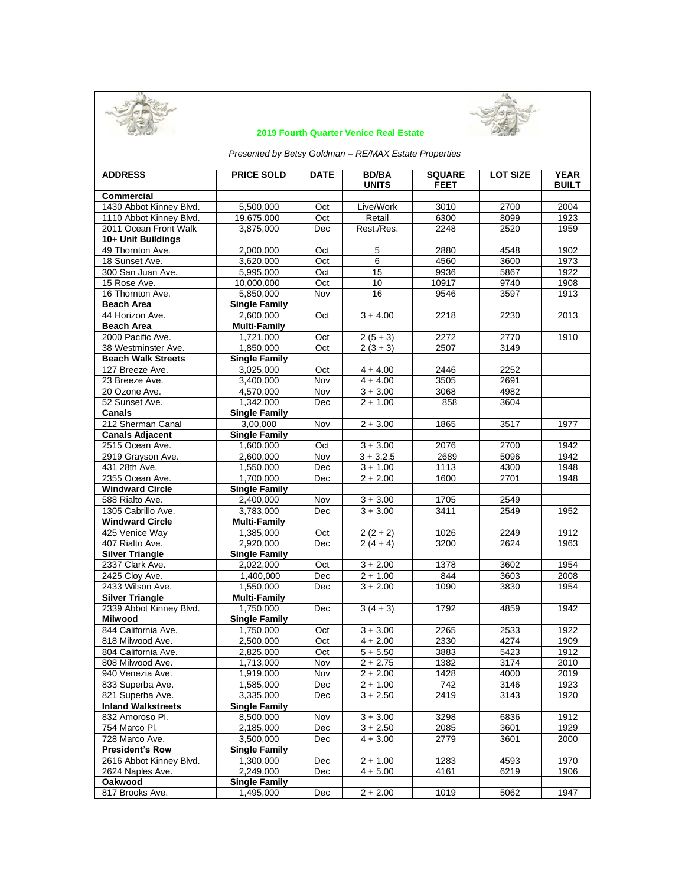## 2019 Fourth Quarter Venice Real Estate

*Presented by Betsy Goldman – RE/MAX Estate Properties*

| ADDRESS | PRICE SOLD | DATE | BD/BA UNITS | SQUARE FEET | LOT SIZE | YEAR BUILT |
|---|---|---|---|---|---|---|
| **Commercial** | | | | | | |
| 1430 Abbot Kinney Blvd. | 5,500,000 | Oct | Live/Work | 3010 | 2700 | 2004 |
| 1110 Abbot Kinney Blvd. | 19,675,000 | Oct | Retail | 6300 | 8099 | 1923 |
| 2011 Ocean Front Walk | 3,875,000 | Dec | Rest./Res. | 2248 | 2520 | 1959 |
| **10+ Unit Buildings** | | | | | | |
| 49 Thornton Ave. | 2,000,000 | Oct | 5 | 2880 | 4548 | 1902 |
| 18 Sunset Ave. | 3,620,000 | Oct | 6 | 4560 | 3600 | 1973 |
| 300 San Juan Ave. | 5,995,000 | Oct | 15 | 9936 | 5867 | 1922 |
| 15 Rose Ave. | 10,000,000 | Oct | 10 | 10917 | 9740 | 1908 |
| 16 Thornton Ave. | 5,850,000 | Nov | 16 | 9546 | 3597 | 1913 |
| **Beach Area** | **Single Family** | | | | | |
| 44 Horizon Ave. | 2,600,000 | Oct | 3 + 4.00 | 2218 | 2230 | 2013 |
| **Beach Area** | **Multi-Family** | | | | | |
| 2000 Pacific Ave. | 1,721,000 | Oct | 2 (5 + 3) | 2272 | 2770 | 1910 |
| 38 Westminster Ave. | 1,850,000 | Oct | 2 (3 + 3) | 2507 | 3149 | |
| **Beach Walk Streets** | **Single Family** | | | | | |
| 127 Breeze Ave. | 3,025,000 | Oct | 4 + 4.00 | 2446 | 2252 | |
| 23 Breeze Ave. | 3,400,000 | Nov | 4 + 4.00 | 3505 | 2691 | |
| 20 Ozone Ave. | 4,570,000 | Nov | 3 + 3.00 | 3068 | 4982 | |
| 52 Sunset Ave. | 1,342,000 | Dec | 2 + 1.00 | 858 | 3604 | |
| **Canals** | **Single Family** | | | | | |
| 212 Sherman Canal | 3,00,000 | Nov | 2 + 3.00 | 1865 | 3517 | 1977 |
| **Canals Adjacent** | **Single Family** | | | | | |
| 2515 Ocean Ave. | 1,600,000 | Oct | 3 + 3.00 | 2076 | 2700 | 1942 |
| 2919 Grayson Ave. | 2,600,000 | Nov | 3 + 3.2.5 | 2689 | 5096 | 1942 |
| 431 28th Ave. | 1,550,000 | Dec | 3 + 1.00 | 1113 | 4300 | 1948 |
| 2355 Ocean Ave. | 1,700,000 | Dec | 2 + 2.00 | 1600 | 2701 | 1948 |
| **Windward Circle** | **Single Family** | | | | | |
| 588 Rialto Ave. | 2,400,000 | Nov | 3 + 3.00 | 1705 | 2549 | |
| 1305 Cabrillo Ave. | 3,783,000 | Dec | 3 + 3.00 | 3411 | 2549 | 1952 |
| **Windward Circle** | **Multi-Family** | | | | | |
| 425 Venice Way | 1,385,000 | Oct | 2 (2 + 2) | 1026 | 2249 | 1912 |
| 407 Rialto Ave. | 2,920,000 | Dec | 2 (4 + 4) | 3200 | 2624 | 1963 |
| **Silver Triangle** | **Single Family** | | | | | |
| 2337 Clark Ave. | 2,022,000 | Oct | 3 + 2.00 | 1378 | 3602 | 1954 |
| 2425 Cloy Ave. | 1,400,000 | Dec | 2 + 1.00 | 844 | 3603 | 2008 |
| 2433 Wilson Ave. | 1,550,000 | Dec | 3 + 2.00 | 1090 | 3830 | 1954 |
| **Silver Triangle** | **Multi-Family** | | | | | |
| 2339 Abbot Kinney Blvd. | 1,750,000 | Dec | 3 (4 + 3) | 1792 | 4859 | 1942 |
| **Milwood** | **Single Family** | | | | | |
| 844 California Ave. | 1,750,000 | Oct | 3 + 3.00 | 2265 | 2533 | 1922 |
| 818 Milwood Ave. | 2,500,000 | Oct | 4 + 2.00 | 2330 | 4274 | 1909 |
| 804 California Ave. | 2,825,000 | Oct | 5 + 5.50 | 3883 | 5423 | 1912 |
| 808 Milwood Ave. | 1,713,000 | Nov | 2 + 2.75 | 1382 | 3174 | 2010 |
| 940 Venezia Ave. | 1,919,000 | Nov | 2 + 2.00 | 1428 | 4000 | 2019 |
| 833 Superba Ave. | 1,585,000 | Dec | 2 + 1.00 | 742 | 3146 | 1923 |
| 821 Superba Ave. | 3,335,000 | Dec | 3 + 2.50 | 2419 | 3143 | 1920 |
| **Inland Walkstreets** | **Single Family** | | | | | |
| 832 Amoroso Pl. | 8,500,000 | Nov | 3 + 3.00 | 3298 | 6836 | 1912 |
| 754 Marco Pl. | 2,185,000 | Dec | 3 + 2.50 | 2085 | 3601 | 1929 |
| 728 Marco Ave. | 3,500,000 | Dec | 4 + 3.00 | 2779 | 3601 | 2000 |
| **President's Row** | **Single Family** | | | | | |
| 2616 Abbot Kinney Blvd. | 1,300,000 | Dec | 2 + 1.00 | 1283 | 4593 | 1970 |
| 2624 Naples Ave. | 2,249,000 | Dec | 4 + 5.00 | 4161 | 6219 | 1906 |
| **Oakwood** | **Single Family** | | | | | |
| 817 Brooks Ave. | 1,495,000 | Dec | 2 + 2.00 | 1019 | 5062 | 1947 |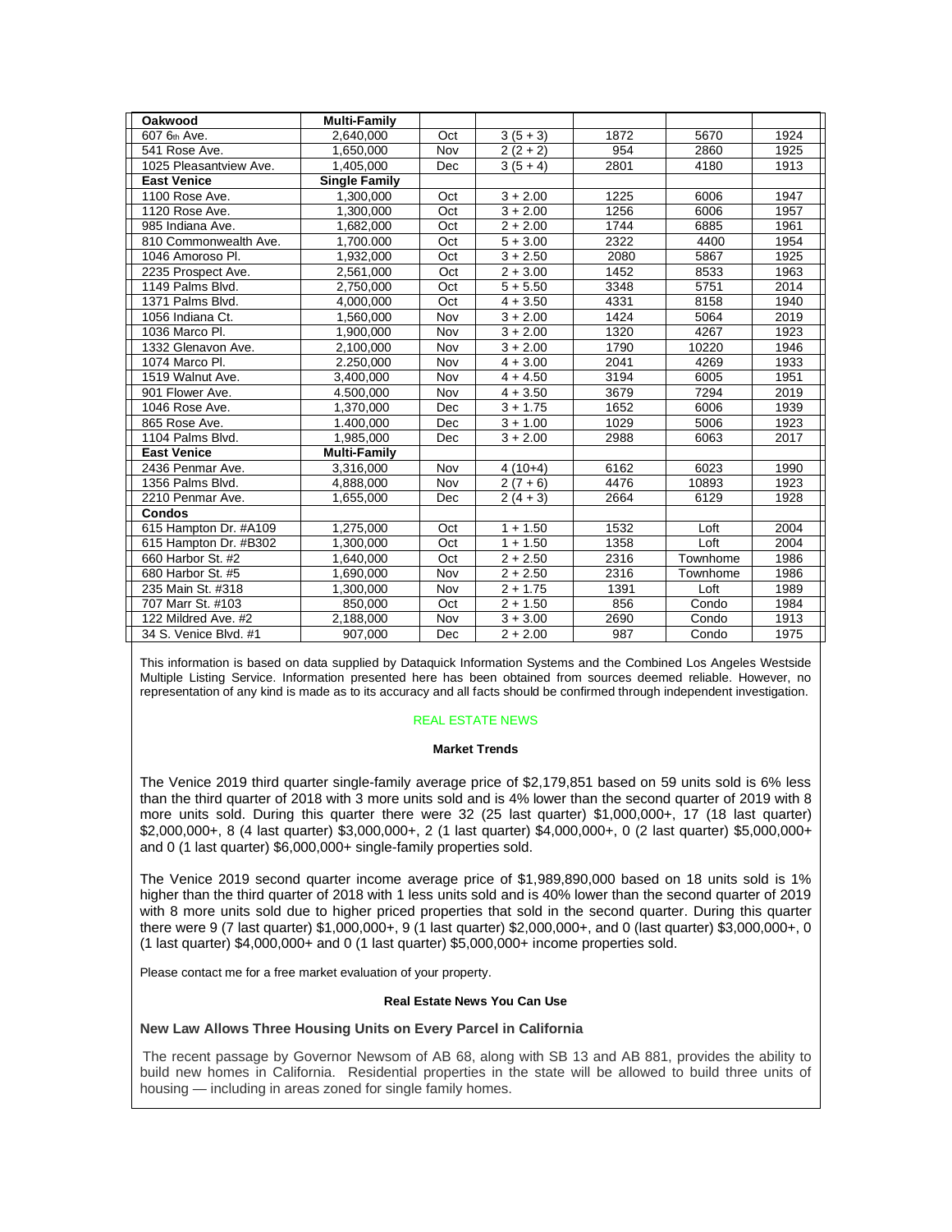| Oakwood | Multi-Family | | | | | |
|---|---|---|---|---|---|---|
| 607 6th Ave. | 2,640,000 | Oct | 3 (5 + 3) | 1872 | 5670 | 1924 |
| 541 Rose Ave. | 1,650,000 | Nov | 2 (2 + 2) | 954 | 2860 | 1925 |
| 1025 Pleasantview Ave. | 1,405,000 | Dec | 3 (5 + 4) | 2801 | 4180 | 1913 |
| **East Venice** | **Single Family** | | | | | |
| 1100 Rose Ave. | 1,300,000 | Oct | 3 + 2.00 | 1225 | 6006 | 1947 |
| 1120 Rose Ave. | 1,300,000 | Oct | 3 + 2.00 | 1256 | 6006 | 1957 |
| 985 Indiana Ave. | 1,682,000 | Oct | 2 + 2.00 | 1744 | 6885 | 1961 |
| 810 Commonwealth Ave. | 1,700.000 | Oct | 5 + 3.00 | 2322 | 4400 | 1954 |
| 1046 Amoroso Pl. | 1,932,000 | Oct | 3 + 2.50 | 2080 | 5867 | 1925 |
| 2235 Prospect Ave. | 2,561,000 | Oct | 2 + 3.00 | 1452 | 8533 | 1963 |
| 1149 Palms Blvd. | 2,750,000 | Oct | 5 + 5.50 | 3348 | 5751 | 2014 |
| 1371 Palms Blvd. | 4,000,000 | Oct | 4 + 3.50 | 4331 | 8158 | 1940 |
| 1056 Indiana Ct. | 1,560,000 | Nov | 3 + 2.00 | 1424 | 5064 | 2019 |
| 1036 Marco Pl. | 1,900,000 | Nov | 3 + 2.00 | 1320 | 4267 | 1923 |
| 1332 Glenavon Ave. | 2,100,000 | Nov | 3 + 2.00 | 1790 | 10220 | 1946 |
| 1074 Marco Pl. | 2.250,000 | Nov | 4 + 3.00 | 2041 | 4269 | 1933 |
| 1519 Walnut Ave. | 3,400,000 | Nov | 4 + 4.50 | 3194 | 6005 | 1951 |
| 901 Flower Ave. | 4.500,000 | Nov | 4 + 3.50 | 3679 | 7294 | 2019 |
| 1046 Rose Ave. | 1,370,000 | Dec | 3 + 1.75 | 1652 | 6006 | 1939 |
| 865 Rose Ave. | 1.400,000 | Dec | 3 + 1.00 | 1029 | 5006 | 1923 |
| 1104 Palms Blvd. | 1,985,000 | Dec | 3 + 2.00 | 2988 | 6063 | 2017 |
| **East Venice** | **Multi-Family** | | | | | |
| 2436 Penmar Ave. | 3,316,000 | Nov | 4 (10+4) | 6162 | 6023 | 1990 |
| 1356 Palms Blvd. | 4,888,000 | Nov | 2 (7 + 6) | 4476 | 10893 | 1923 |
| 2210 Penmar Ave. | 1,655,000 | Dec | 2 (4 + 3) | 2664 | 6129 | 1928 |
| **Condos** | | | | | | |
| 615 Hampton Dr. #A109 | 1,275,000 | Oct | 1 + 1.50 | 1532 | Loft | 2004 |
| 615 Hampton Dr. #B302 | 1,300,000 | Oct | 1 + 1.50 | 1358 | Loft | 2004 |
| 660 Harbor St. #2 | 1,640,000 | Oct | 2 + 2.50 | 2316 | Townhome | 1986 |
| 680 Harbor St. #5 | 1,690,000 | Nov | 2 + 2.50 | 2316 | Townhome | 1986 |
| 235 Main St. #318 | 1,300,000 | Nov | 2 + 1.75 | 1391 | Loft | 1989 |
| 707 Marr St. #103 | 850,000 | Oct | 2 + 1.50 | 856 | Condo | 1984 |
| 122 Mildred Ave. #2 | 2,188,000 | Nov | 3 + 3.00 | 2690 | Condo | 1913 |
| 34 S. Venice Blvd. #1 | 907,000 | Dec | 2 + 2.00 | 987 | Condo | 1975 |

This information is based on data supplied by Dataquick Information Systems and the Combined Los Angeles Westside Multiple Listing Service. Information presented here has been obtained from sources deemed reliable. However, no representation of any kind is made as to its accuracy and all facts should be confirmed through independent investigation.

REAL ESTATE NEWS

**Market Trends**

The Venice 2019 third quarter single-family average price of $2,179,851 based on 59 units sold is 6% less than the third quarter of 2018 with 3 more units sold and is 4% lower than the second quarter of 2019 with 8 more units sold. During this quarter there were 32 (25 last quarter) $1,000,000+, 17 (18 last quarter) $2,000,000+, 8 (4 last quarter) $3,000,000+, 2 (1 last quarter) $4,000,000+, 0 (2 last quarter) $5,000,000+ and 0 (1 last quarter) $6,000,000+ single-family properties sold.

The Venice 2019 second quarter income average price of $1,989,890,000 based on 18 units sold is 1% higher than the third quarter of 2018 with 1 less units sold and is 40% lower than the second quarter of 2019 with 8 more units sold due to higher priced properties that sold in the second quarter. During this quarter there were 9 (7 last quarter) $1,000,000+, 9 (1 last quarter) $2,000,000+, and 0 (last quarter) $3,000,000+, 0 (1 last quarter) $4,000,000+ and 0 (1 last quarter) $5,000,000+ income properties sold.

Please contact me for a free market evaluation of your property.

**Real Estate News You Can Use**

**New Law Allows Three Housing Units on Every Parcel in California**

The recent passage by Governor Newsom of AB 68, along with SB 13 and AB 881, provides the ability to build new homes in California. Residential properties in the state will be allowed to build three units of housing — including in areas zoned for single family homes.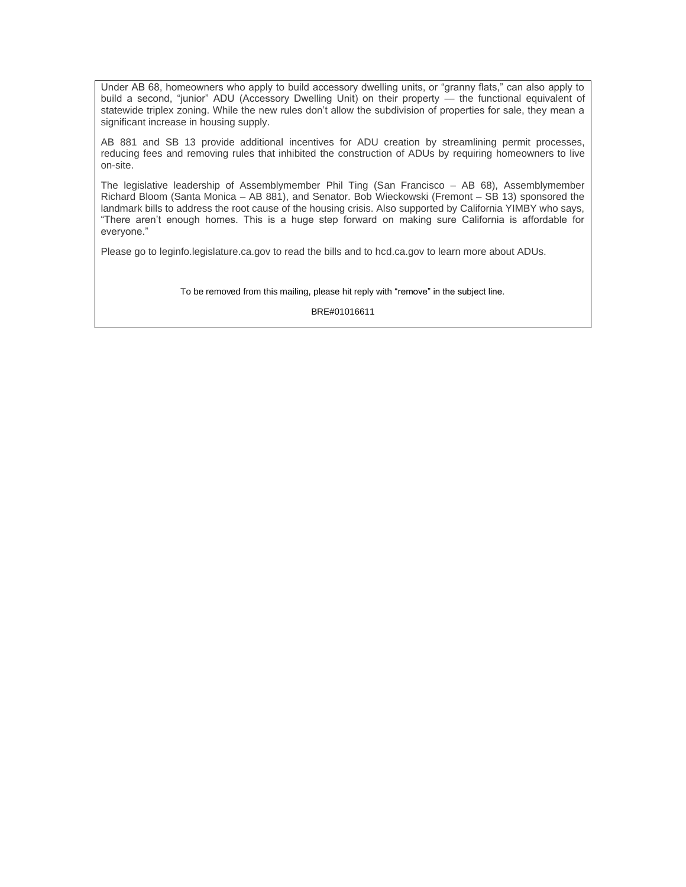Under AB 68, homeowners who apply to build accessory dwelling units, or "granny flats," can also apply to build a second, "junior" ADU (Accessory Dwelling Unit) on their property — the functional equivalent of statewide triplex zoning. While the new rules don't allow the subdivision of properties for sale, they mean a significant increase in housing supply.

AB 881 and SB 13 provide additional incentives for ADU creation by streamlining permit processes, reducing fees and removing rules that inhibited the construction of ADUs by requiring homeowners to live on-site.

The legislative leadership of Assemblymember Phil Ting (San Francisco – AB 68), Assemblymember Richard Bloom (Santa Monica – AB 881), and Senator. Bob Wieckowski (Fremont – SB 13) sponsored the landmark bills to address the root cause of the housing crisis. Also supported by California YIMBY who says, "There aren't enough homes. This is a huge step forward on making sure California is affordable for everyone."

Please go to leginfo.legislature.ca.gov to read the bills and to hcd.ca.gov to learn more about ADUs.

To be removed from this mailing, please hit reply with "remove" in the subject line.

BRE#01016611